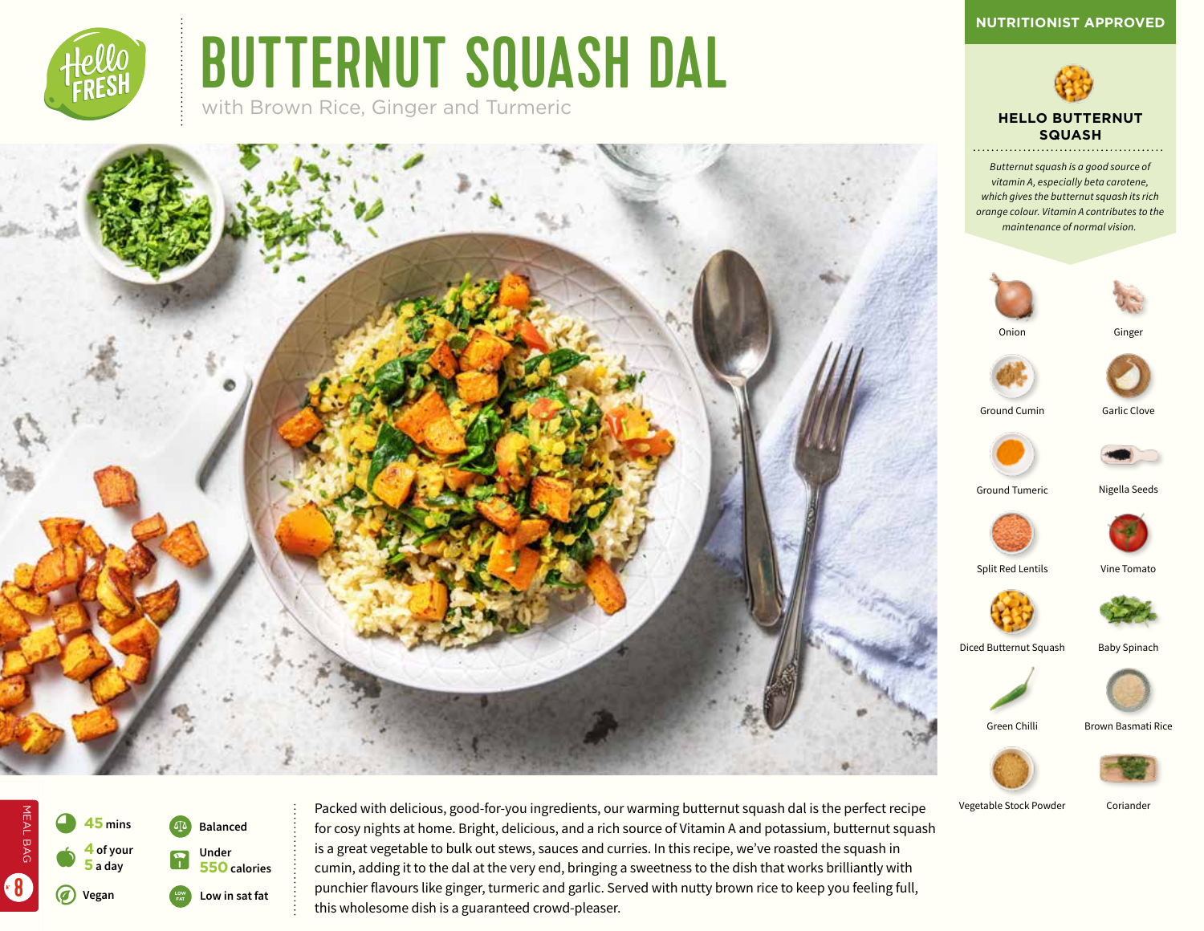# BUTTERNUT SQUASH DAL

with Brown Rice, Ginger and Turmeric

**NUTRITIONIST APPROVED**

### HELLO BUTTERNUT SQUASH

*Butternut squash is a good source of vitamin A, especially beta carotene, which gives the butternut squash its rich orange colour. Vitamin A contributes to the maintenance of normal vision.*

- Onion
- Ginger
- Ground Cumin
- Garlic Clove
- Ground Tumeric
- Nigella Seeds
- Split Red Lentils
- Vine Tomato
- Diced Butternut Squash
- Baby Spinach
- Green Chilli
- Brown Basmati Rice
- Vegetable Stock Powder
- Coriander

MEAL BAG 8

- **45** mins
- **4** of your **5** a day
- Vegan
- Balanced
- Under **550** calories
- Low in sat fat

Packed with delicious, good-for-you ingredients, our warming butternut squash dal is the perfect recipe for cosy nights at home. Bright, delicious, and a rich source of Vitamin A and potassium, butternut squash is a great vegetable to bulk out stews, sauces and curries. In this recipe, we've roasted the squash in cumin, adding it to the dal at the very end, bringing a sweetness to the dish that works brilliantly with punchier flavours like ginger, turmeric and garlic. Served with nutty brown rice to keep you feeling full, this wholesome dish is a guaranteed crowd-pleaser.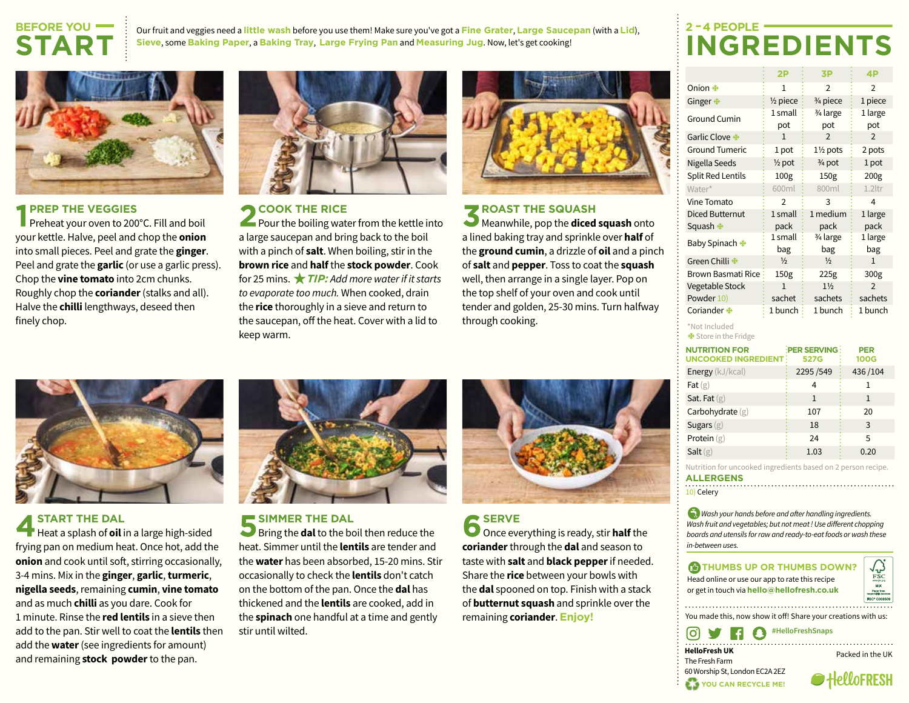## BEFORE YOU START

Our fruit and veggies need a **little wash** before you use them! Make sure you've got a **Fine Grater**, **Large Saucepan** (with a **Lid**), **Sieve**, some **Baking Paper**, a **Baking Tray**, **Large Frying Pan** and **Measuring Jug**. Now, let's get cooking!

### 1 PREP THE VEGGIES

Preheat your oven to 200°C. Fill and boil your kettle. Halve, peel and chop the **onion** into small pieces. Peel and grate the **ginger**. Peel and grate the **garlic** (or use a garlic press). Chop the **vine tomato** into 2cm chunks. Roughly chop the **coriander** (stalks and all). Halve the **chilli** lengthways, deseed then finely chop.

### 2 COOK THE RICE

Pour the boiling water from the kettle into a large saucepan and bring back to the boil with a pinch of **salt**. When boiling, stir in the **brown rice** and **half** the **stock powder**. Cook for 25 mins. ★ ***TIP:*** *Add more water if it starts to evaporate too much.* When cooked, drain the **rice** thoroughly in a sieve and return to the saucepan, off the heat. Cover with a lid to keep warm.

### 3 ROAST THE SQUASH

Meanwhile, pop the **diced squash** onto a lined baking tray and sprinkle over **half** of the **ground cumin**, a drizzle of **oil** and a pinch of **salt** and **pepper**. Toss to coat the **squash** well, then arrange in a single layer. Pop on the top shelf of your oven and cook until tender and golden, 25-30 mins. Turn halfway through cooking.

### 4 START THE DAL

Heat a splash of **oil** in a large high-sided frying pan on medium heat. Once hot, add the **onion** and cook until soft, stirring occasionally, 3-4 mins. Mix in the **ginger**, **garlic**, **turmeric**, **nigella seeds**, remaining **cumin**, **vine tomato** and as much **chilli** as you dare. Cook for 1 minute. Rinse the **red lentils** in a sieve then add to the pan. Stir well to coat the **lentils** then add the **water** (see ingredients for amount) and remaining **stock powder** to the pan.

### 5 SIMMER THE DAL

Bring the **dal** to the boil then reduce the heat. Simmer until the **lentils** are tender and the **water** has been absorbed, 15-20 mins. Stir occasionally to check the **lentils** don't catch on the bottom of the pan. Once the **dal** has thickened and the **lentils** are cooked, add in the **spinach** one handful at a time and gently stir until wilted.

### 6 SERVE

Once everything is ready, stir **half** the **coriander** through the **dal** and season to taste with **salt** and **black pepper** if needed. Share the **rice** between your bowls with the **dal** spooned on top. Finish with a stack of **butternut squash** and sprinkle over the remaining **coriander**. **Enjoy!**

## 2 - 4 PEOPLE INGREDIENTS

| | 2P | 3P | 4P |
|---|---|---|---|
| Onion ✽ | 1 | 2 | 2 |
| Ginger ✽ | ½ piece | ¾ piece | 1 piece |
| Ground Cumin | 1 small pot | ¾ large pot | 1 large pot |
| Garlic Clove ✽ | 1 | 2 | 2 |
| Ground Tumeric | 1 pot | 1½ pots | 2 pots |
| Nigella Seeds | ½ pot | ¾ pot | 1 pot |
| Split Red Lentils | 100g | 150g | 200g |
| Water* | 600ml | 800ml | 1.2ltr |
| Vine Tomato | 2 | 3 | 4 |
| Diced Butternut Squash ✽ | 1 small pack | 1 medium pack | 1 large pack |
| Baby Spinach ✽ | 1 small bag | ¾ large bag | 1 large bag |
| Green Chilli ✽ | ½ | ½ | 1 |
| Brown Basmati Rice | 150g | 225g | 300g |
| Vegetable Stock Powder 10) | 1 sachet | 1½ sachets | 2 sachets |
| Coriander ✽ | 1 bunch | 1 bunch | 1 bunch |

*Not Included
✽ Store in the Fridge

| NUTRITION FOR UNCOOKED INGREDIENT | PER SERVING 527G | PER 100G |
|---|---|---|
| Energy (kJ/kcal) | 2295 /549 | 436 /104 |
| Fat (g) | 4 | 1 |
| Sat. Fat (g) | 1 | 1 |
| Carbohydrate (g) | 107 | 20 |
| Sugars (g) | 18 | 3 |
| Protein (g) | 24 | 5 |
| Salt (g) | 1.03 | 0.20 |

Nutrition for uncooked ingredients based on 2 person recipe.

**ALLERGENS**

10) Celery

*Wash your hands before and after handling ingredients. Wash fruit and vegetables; but not meat ! Use different chopping boards and utensils for raw and ready-to-eat foods or wash these in-between uses.*

**THUMBS UP OR THUMBS DOWN?**
Head online or use our app to rate this recipe or get in touch via **hello@hellofresh.co.uk**

You made this, now show it off! Share your creations with us:
#HelloFreshSnaps

**HelloFresh UK**
The Fresh Farm
60 Worship St, London EC2A 2EZ

Packed in the UK

YOU CAN RECYCLE ME!

HelloFRESH